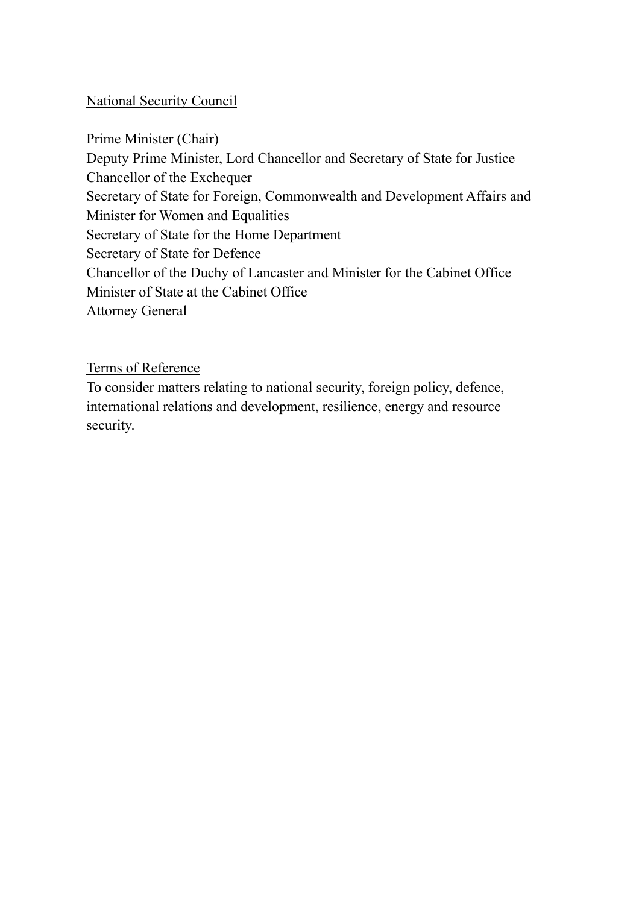## National Security Council

Prime Minister (Chair)
Deputy Prime Minister, Lord Chancellor and Secretary of State for Justice
Chancellor of the Exchequer
Secretary of State for Foreign, Commonwealth and Development Affairs and Minister for Women and Equalities
Secretary of State for the Home Department
Secretary of State for Defence
Chancellor of the Duchy of Lancaster and Minister for the Cabinet Office
Minister of State at the Cabinet Office
Attorney General

### Terms of Reference

To consider matters relating to national security, foreign policy, defence, international relations and development, resilience, energy and resource security.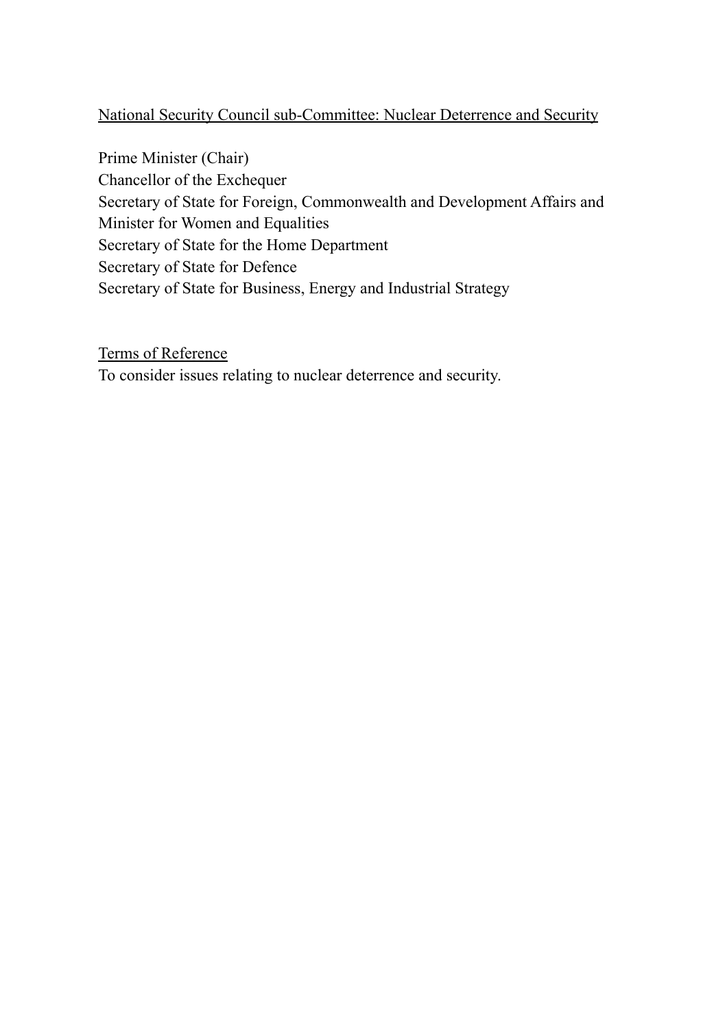## National Security Council sub-Committee: Nuclear Deterrence and Security

Prime Minister (Chair)
Chancellor of the Exchequer
Secretary of State for Foreign, Commonwealth and Development Affairs and Minister for Women and Equalities
Secretary of State for the Home Department
Secretary of State for Defence
Secretary of State for Business, Energy and Industrial Strategy

### Terms of Reference

To consider issues relating to nuclear deterrence and security.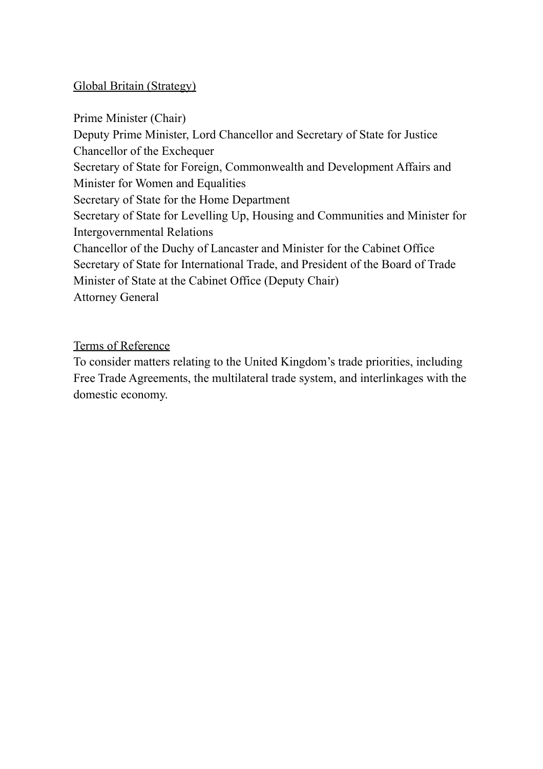<u>Global Britain (Strategy)</u>

Prime Minister (Chair)
Deputy Prime Minister, Lord Chancellor and Secretary of State for Justice
Chancellor of the Exchequer
Secretary of State for Foreign, Commonwealth and Development Affairs and Minister for Women and Equalities
Secretary of State for the Home Department
Secretary of State for Levelling Up, Housing and Communities and Minister for Intergovernmental Relations
Chancellor of the Duchy of Lancaster and Minister for the Cabinet Office
Secretary of State for International Trade, and President of the Board of Trade
Minister of State at the Cabinet Office (Deputy Chair)
Attorney General

<u>Terms of Reference</u>

To consider matters relating to the United Kingdom's trade priorities, including Free Trade Agreements, the multilateral trade system, and interlinkages with the domestic economy.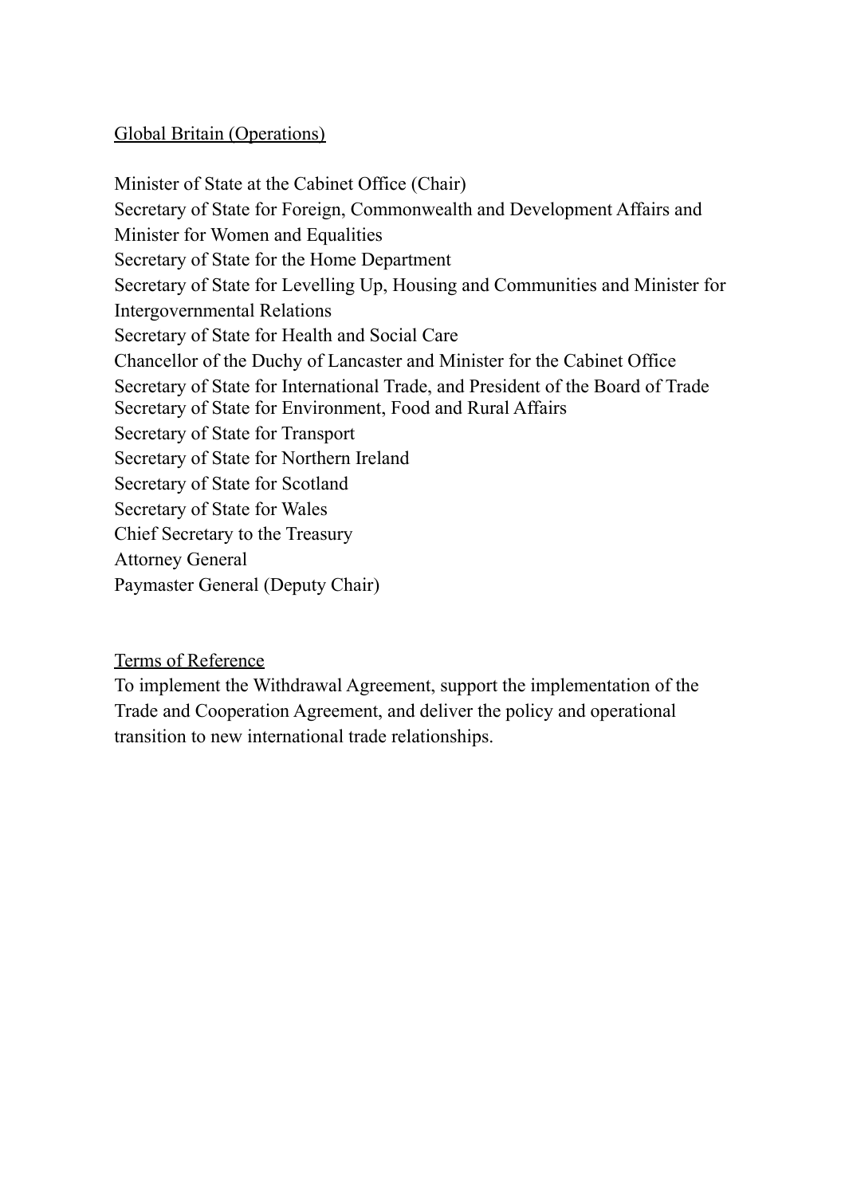Global Britain (Operations)

Minister of State at the Cabinet Office (Chair)
Secretary of State for Foreign, Commonwealth and Development Affairs and Minister for Women and Equalities
Secretary of State for the Home Department
Secretary of State for Levelling Up, Housing and Communities and Minister for Intergovernmental Relations
Secretary of State for Health and Social Care
Chancellor of the Duchy of Lancaster and Minister for the Cabinet Office
Secretary of State for International Trade, and President of the Board of Trade
Secretary of State for Environment, Food and Rural Affairs
Secretary of State for Transport
Secretary of State for Northern Ireland
Secretary of State for Scotland
Secretary of State for Wales
Chief Secretary to the Treasury
Attorney General
Paymaster General (Deputy Chair)

Terms of Reference

To implement the Withdrawal Agreement, support the implementation of the Trade and Cooperation Agreement, and deliver the policy and operational transition to new international trade relationships.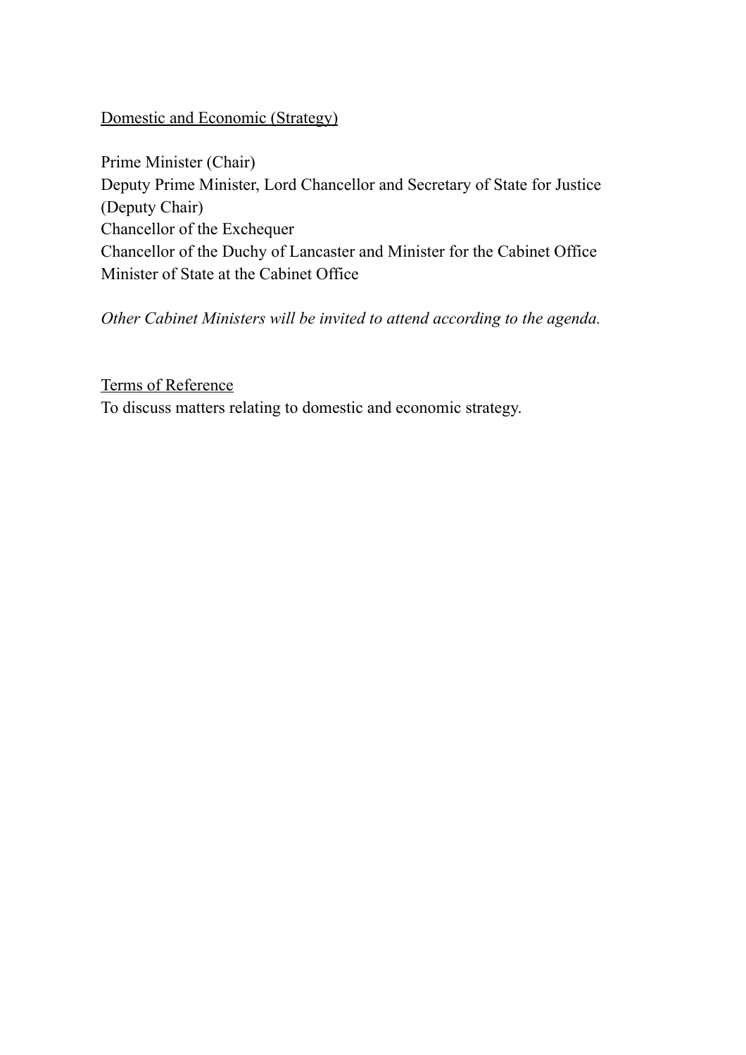Domestic and Economic (Strategy)

Prime Minister (Chair)
Deputy Prime Minister, Lord Chancellor and Secretary of State for Justice (Deputy Chair)
Chancellor of the Exchequer
Chancellor of the Duchy of Lancaster and Minister for the Cabinet Office
Minister of State at the Cabinet Office

*Other Cabinet Ministers will be invited to attend according to the agenda.*

Terms of Reference
To discuss matters relating to domestic and economic strategy.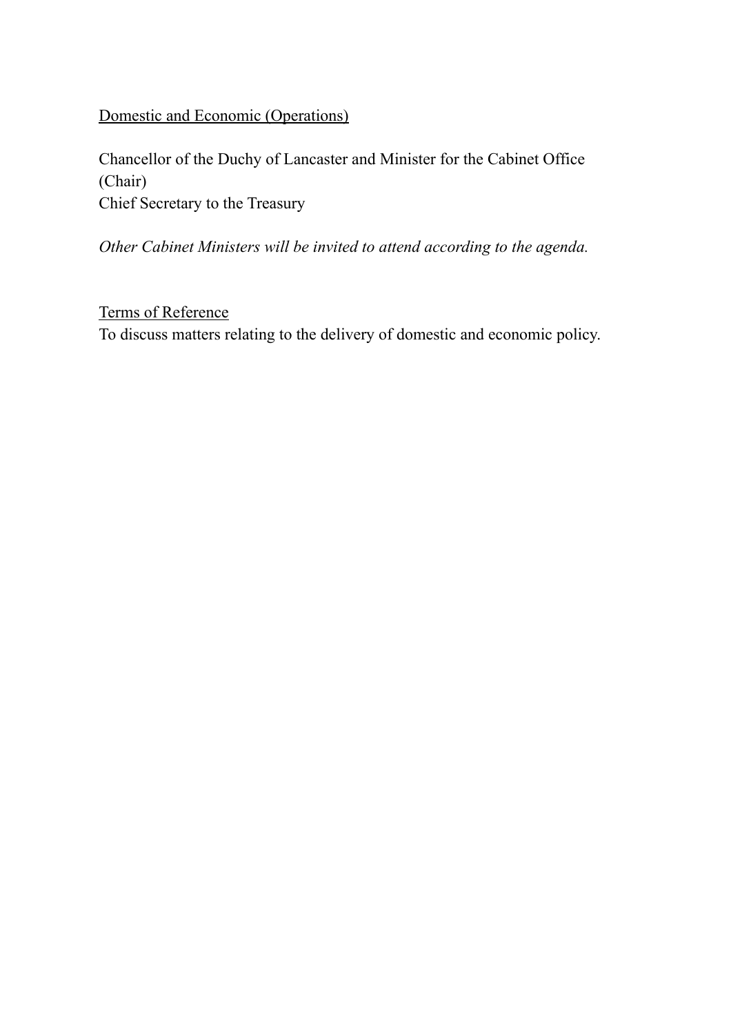## Domestic and Economic (Operations)

Chancellor of the Duchy of Lancaster and Minister for the Cabinet Office (Chair)
Chief Secretary to the Treasury

*Other Cabinet Ministers will be invited to attend according to the agenda.*

### Terms of Reference

To discuss matters relating to the delivery of domestic and economic policy.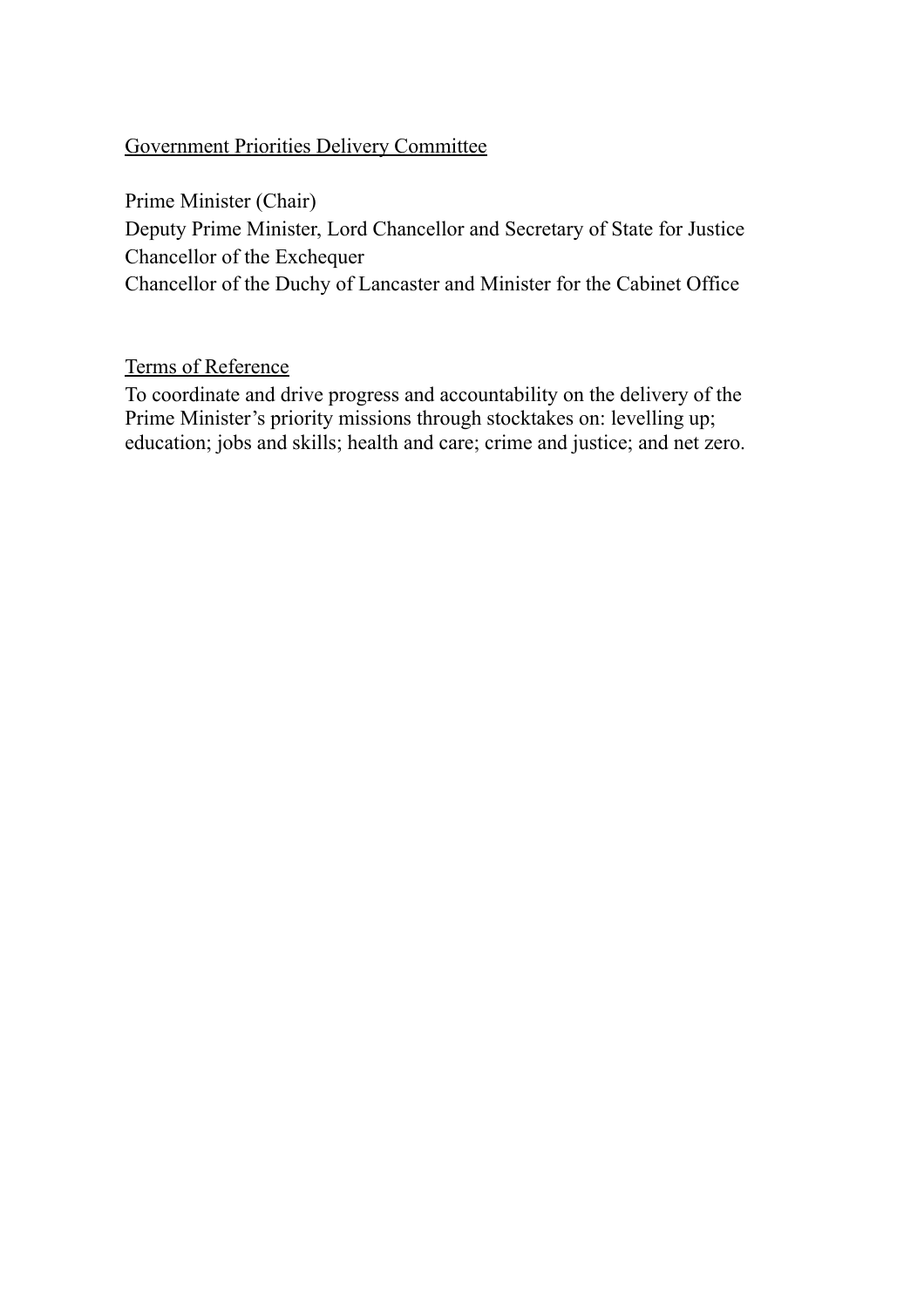## Government Priorities Delivery Committee

Prime Minister (Chair)
Deputy Prime Minister, Lord Chancellor and Secretary of State for Justice
Chancellor of the Exchequer
Chancellor of the Duchy of Lancaster and Minister for the Cabinet Office

### Terms of Reference

To coordinate and drive progress and accountability on the delivery of the Prime Minister's priority missions through stocktakes on: levelling up; education; jobs and skills; health and care; crime and justice; and net zero.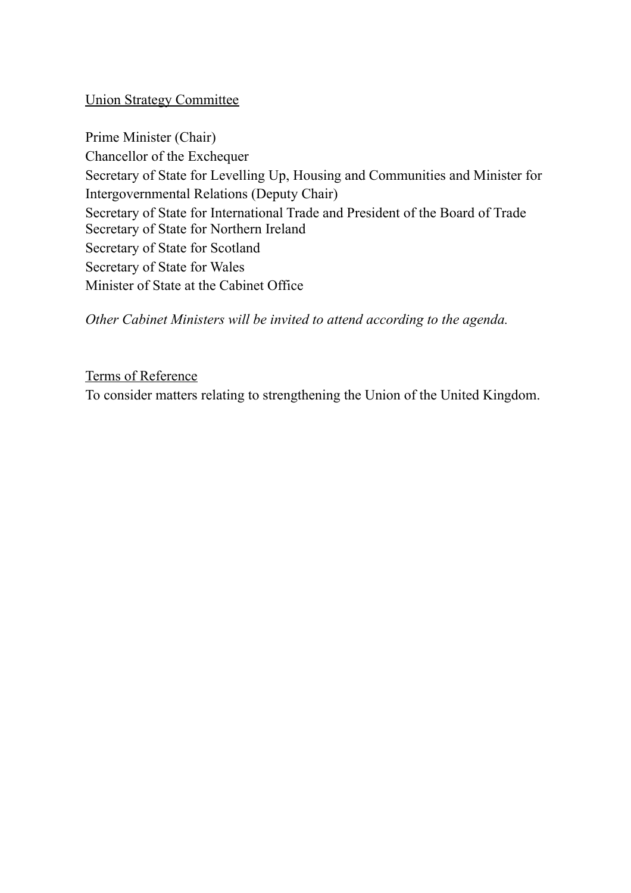## Union Strategy Committee

Prime Minister (Chair)
Chancellor of the Exchequer
Secretary of State for Levelling Up, Housing and Communities and Minister for Intergovernmental Relations (Deputy Chair)
Secretary of State for International Trade and President of the Board of Trade
Secretary of State for Northern Ireland
Secretary of State for Scotland
Secretary of State for Wales
Minister of State at the Cabinet Office

*Other Cabinet Ministers will be invited to attend according to the agenda.*

### Terms of Reference

To consider matters relating to strengthening the Union of the United Kingdom.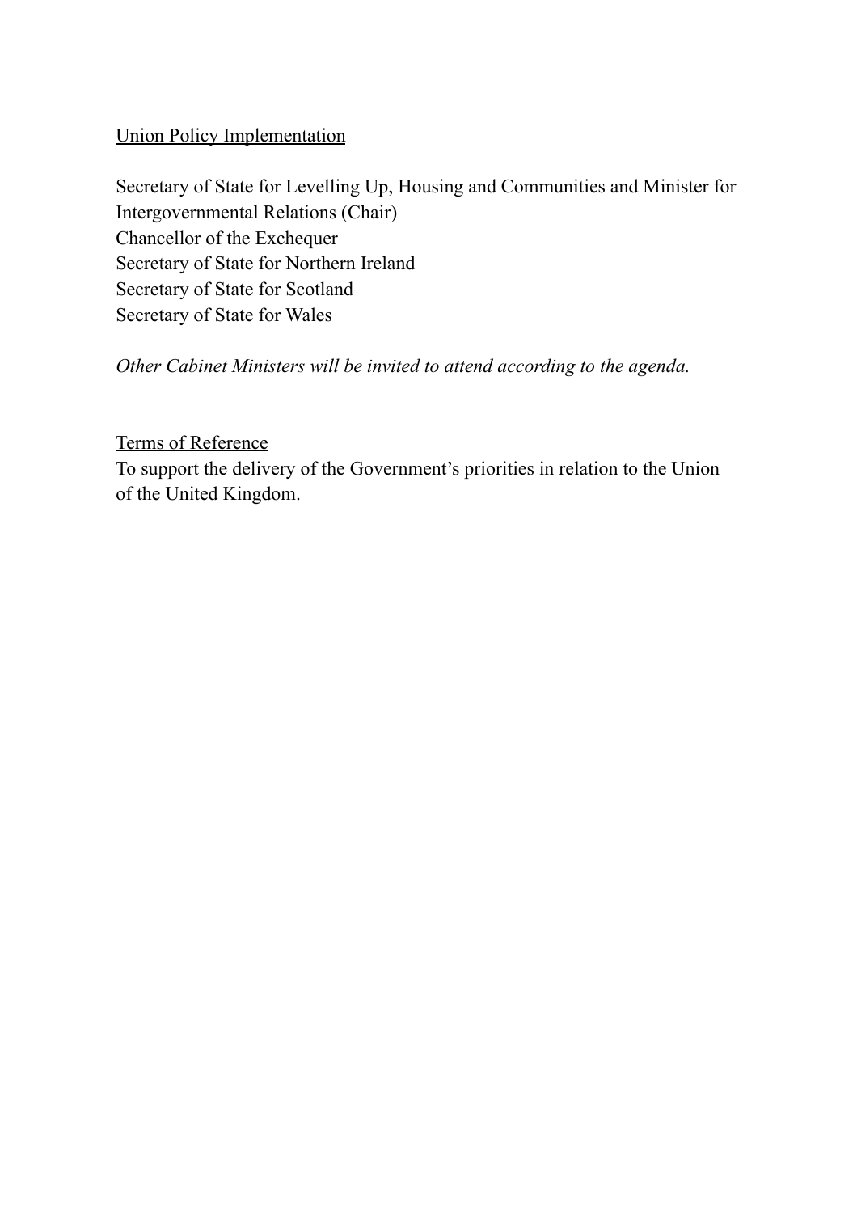<u>Union Policy Implementation</u>

Secretary of State for Levelling Up, Housing and Communities and Minister for Intergovernmental Relations (Chair)
Chancellor of the Exchequer
Secretary of State for Northern Ireland
Secretary of State for Scotland
Secretary of State for Wales

*Other Cabinet Ministers will be invited to attend according to the agenda.*

<u>Terms of Reference</u>
To support the delivery of the Government's priorities in relation to the Union of the United Kingdom.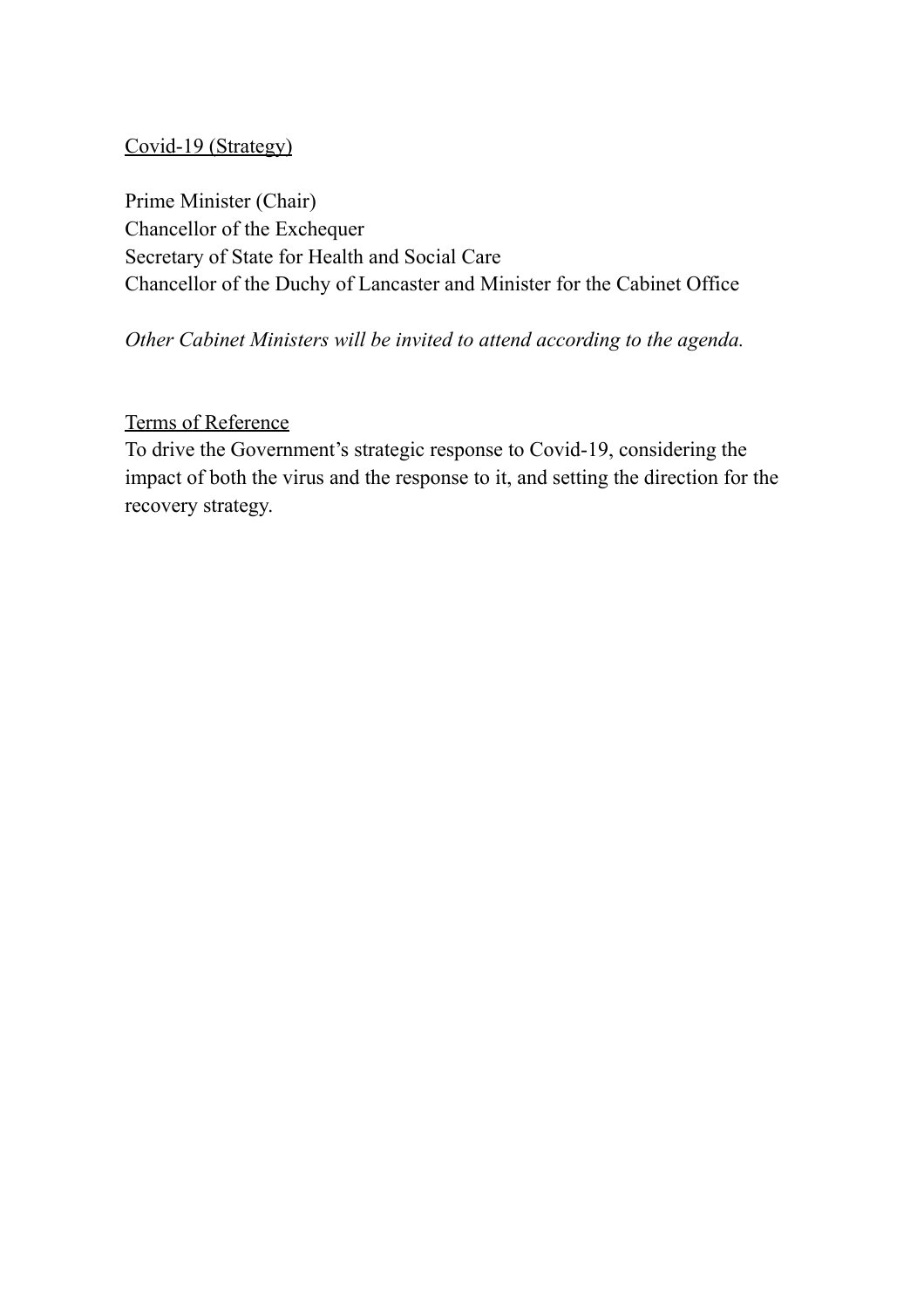Covid-19 (Strategy)

Prime Minister (Chair)
Chancellor of the Exchequer
Secretary of State for Health and Social Care
Chancellor of the Duchy of Lancaster and Minister for the Cabinet Office

*Other Cabinet Ministers will be invited to attend according to the agenda.*

Terms of Reference

To drive the Government's strategic response to Covid-19, considering the impact of both the virus and the response to it, and setting the direction for the recovery strategy.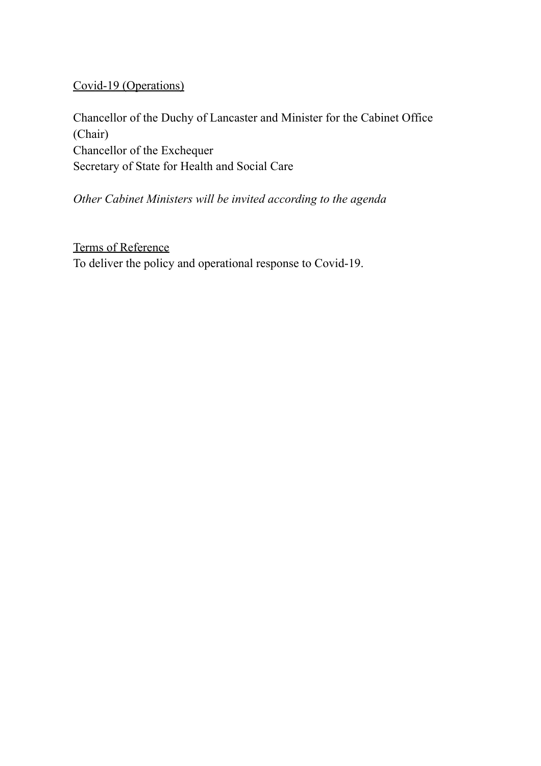Covid-19 (Operations)

Chancellor of the Duchy of Lancaster and Minister for the Cabinet Office (Chair)
Chancellor of the Exchequer
Secretary of State for Health and Social Care

*Other Cabinet Ministers will be invited according to the agenda*

Terms of Reference
To deliver the policy and operational response to Covid-19.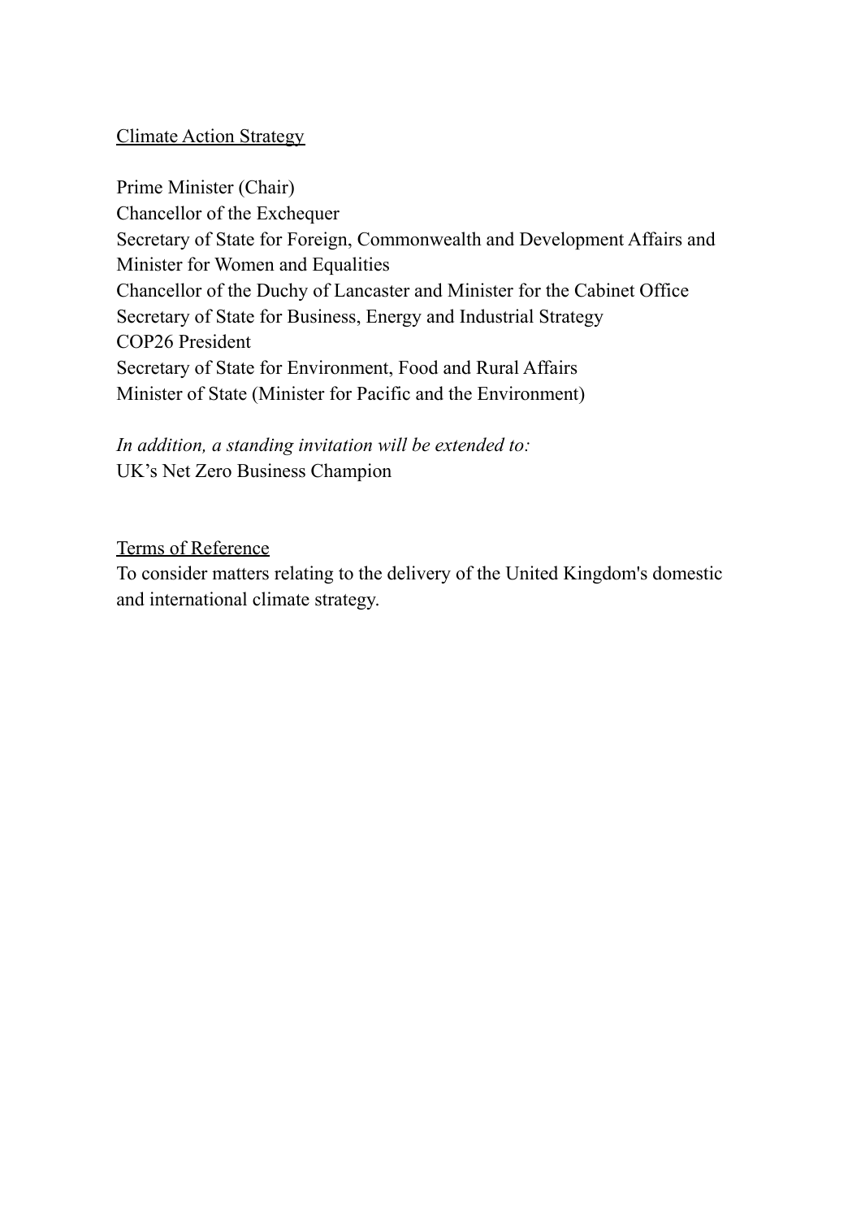## Climate Action Strategy

Prime Minister (Chair)
Chancellor of the Exchequer
Secretary of State for Foreign, Commonwealth and Development Affairs and Minister for Women and Equalities
Chancellor of the Duchy of Lancaster and Minister for the Cabinet Office
Secretary of State for Business, Energy and Industrial Strategy
COP26 President
Secretary of State for Environment, Food and Rural Affairs
Minister of State (Minister for Pacific and the Environment)

*In addition, a standing invitation will be extended to:*
UK's Net Zero Business Champion

### Terms of Reference

To consider matters relating to the delivery of the United Kingdom's domestic and international climate strategy.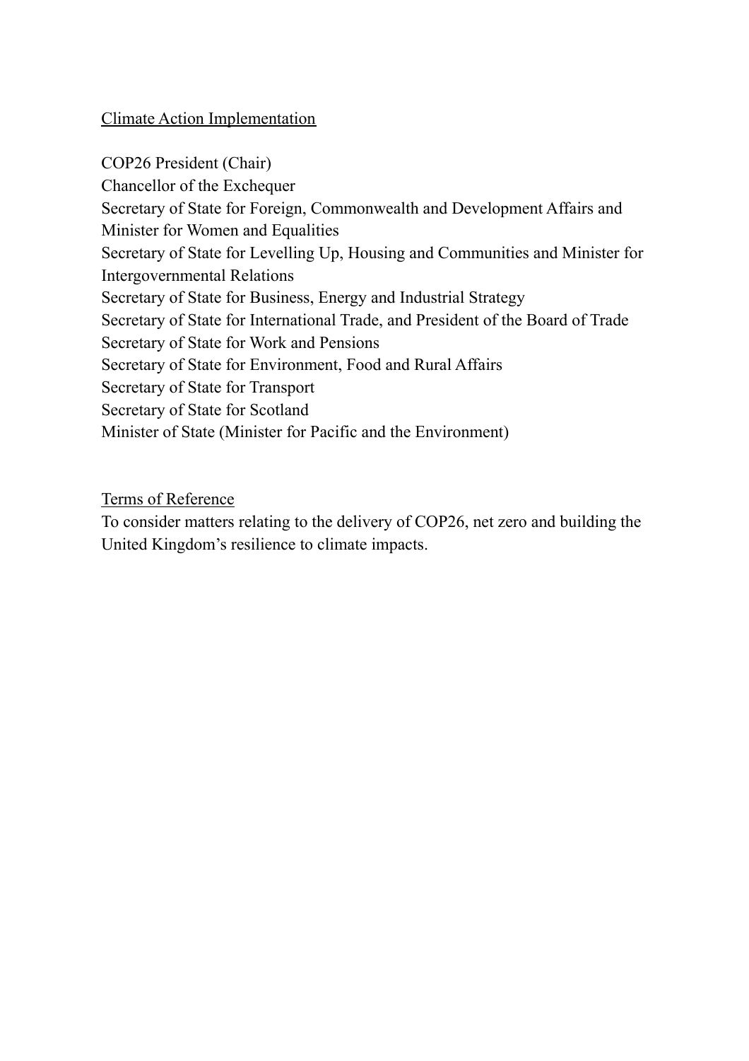Climate Action Implementation

COP26 President (Chair)
Chancellor of the Exchequer
Secretary of State for Foreign, Commonwealth and Development Affairs and Minister for Women and Equalities
Secretary of State for Levelling Up, Housing and Communities and Minister for Intergovernmental Relations
Secretary of State for Business, Energy and Industrial Strategy
Secretary of State for International Trade, and President of the Board of Trade
Secretary of State for Work and Pensions
Secretary of State for Environment, Food and Rural Affairs
Secretary of State for Transport
Secretary of State for Scotland
Minister of State (Minister for Pacific and the Environment)

Terms of Reference

To consider matters relating to the delivery of COP26, net zero and building the United Kingdom's resilience to climate impacts.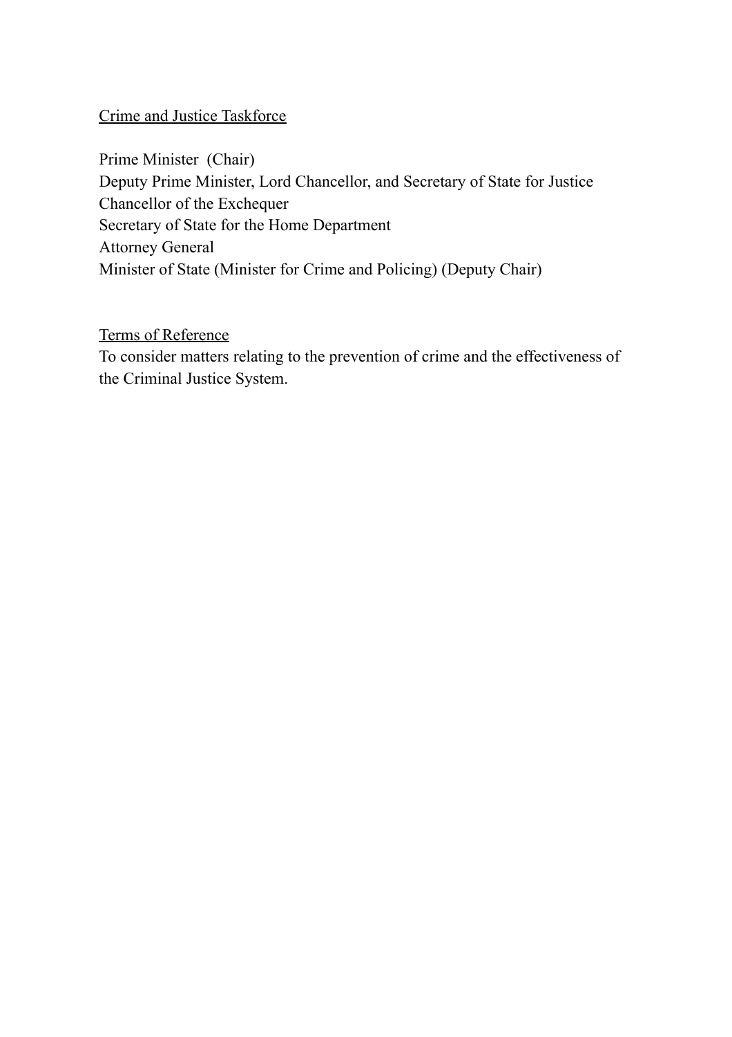## Crime and Justice Taskforce

Prime Minister (Chair)
Deputy Prime Minister, Lord Chancellor, and Secretary of State for Justice
Chancellor of the Exchequer
Secretary of State for the Home Department
Attorney General
Minister of State (Minister for Crime and Policing) (Deputy Chair)

## Terms of Reference

To consider matters relating to the prevention of crime and the effectiveness of the Criminal Justice System.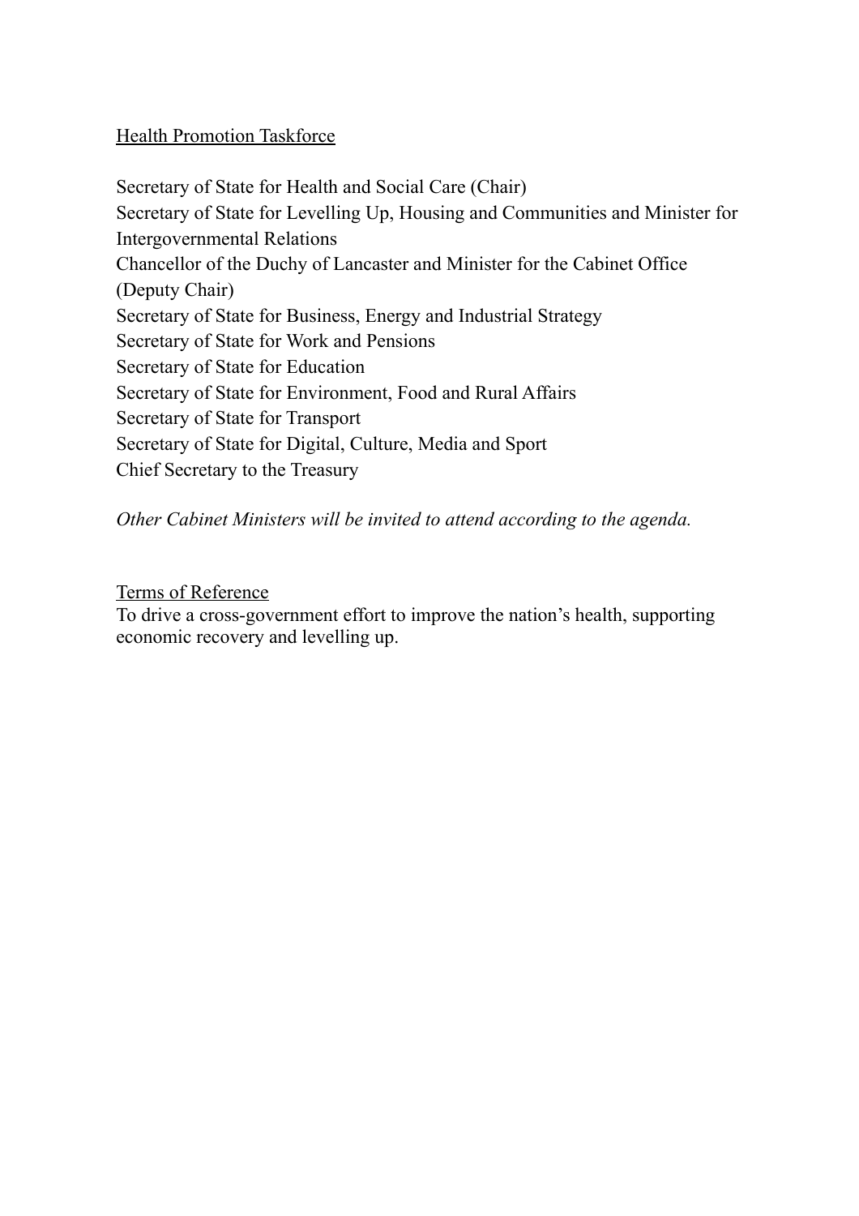Health Promotion Taskforce

Secretary of State for Health and Social Care (Chair)
Secretary of State for Levelling Up, Housing and Communities and Minister for Intergovernmental Relations
Chancellor of the Duchy of Lancaster and Minister for the Cabinet Office (Deputy Chair)
Secretary of State for Business, Energy and Industrial Strategy
Secretary of State for Work and Pensions
Secretary of State for Education
Secretary of State for Environment, Food and Rural Affairs
Secretary of State for Transport
Secretary of State for Digital, Culture, Media and Sport
Chief Secretary to the Treasury

*Other Cabinet Ministers will be invited to attend according to the agenda.*

Terms of Reference
To drive a cross-government effort to improve the nation's health, supporting economic recovery and levelling up.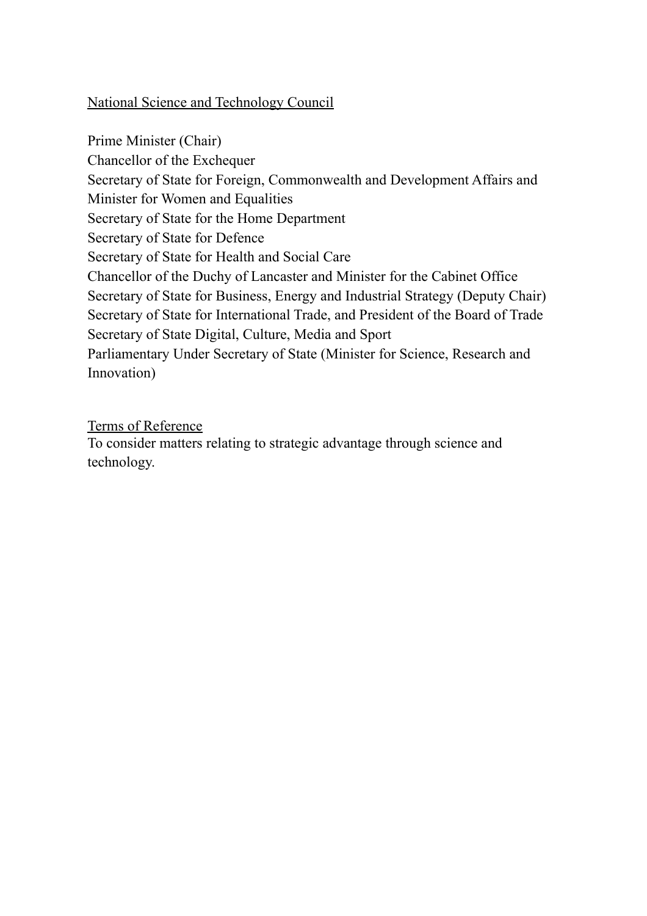<u>National Science and Technology Council</u>

Prime Minister (Chair)
Chancellor of the Exchequer
Secretary of State for Foreign, Commonwealth and Development Affairs and Minister for Women and Equalities
Secretary of State for the Home Department
Secretary of State for Defence
Secretary of State for Health and Social Care
Chancellor of the Duchy of Lancaster and Minister for the Cabinet Office
Secretary of State for Business, Energy and Industrial Strategy (Deputy Chair)
Secretary of State for International Trade, and President of the Board of Trade
Secretary of State Digital, Culture, Media and Sport
Parliamentary Under Secretary of State (Minister for Science, Research and Innovation)

<u>Terms of Reference</u>
To consider matters relating to strategic advantage through science and technology.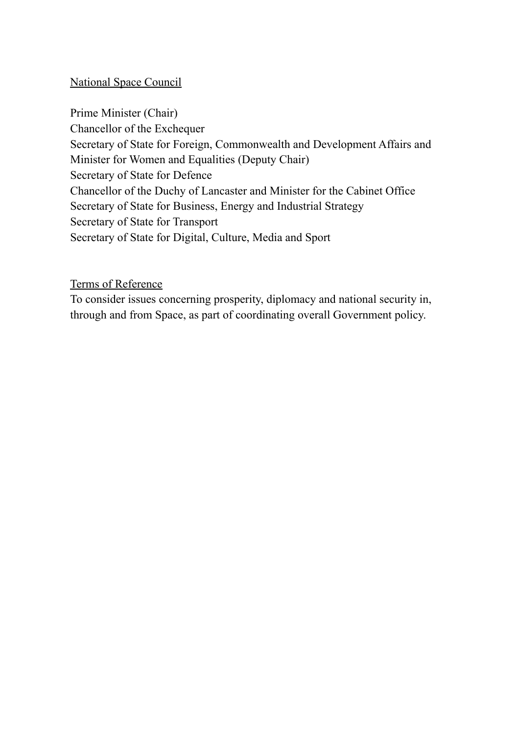National Space Council

Prime Minister (Chair)
Chancellor of the Exchequer
Secretary of State for Foreign, Commonwealth and Development Affairs and Minister for Women and Equalities (Deputy Chair)
Secretary of State for Defence
Chancellor of the Duchy of Lancaster and Minister for the Cabinet Office
Secretary of State for Business, Energy and Industrial Strategy
Secretary of State for Transport
Secretary of State for Digital, Culture, Media and Sport

Terms of Reference

To consider issues concerning prosperity, diplomacy and national security in, through and from Space, as part of coordinating overall Government policy.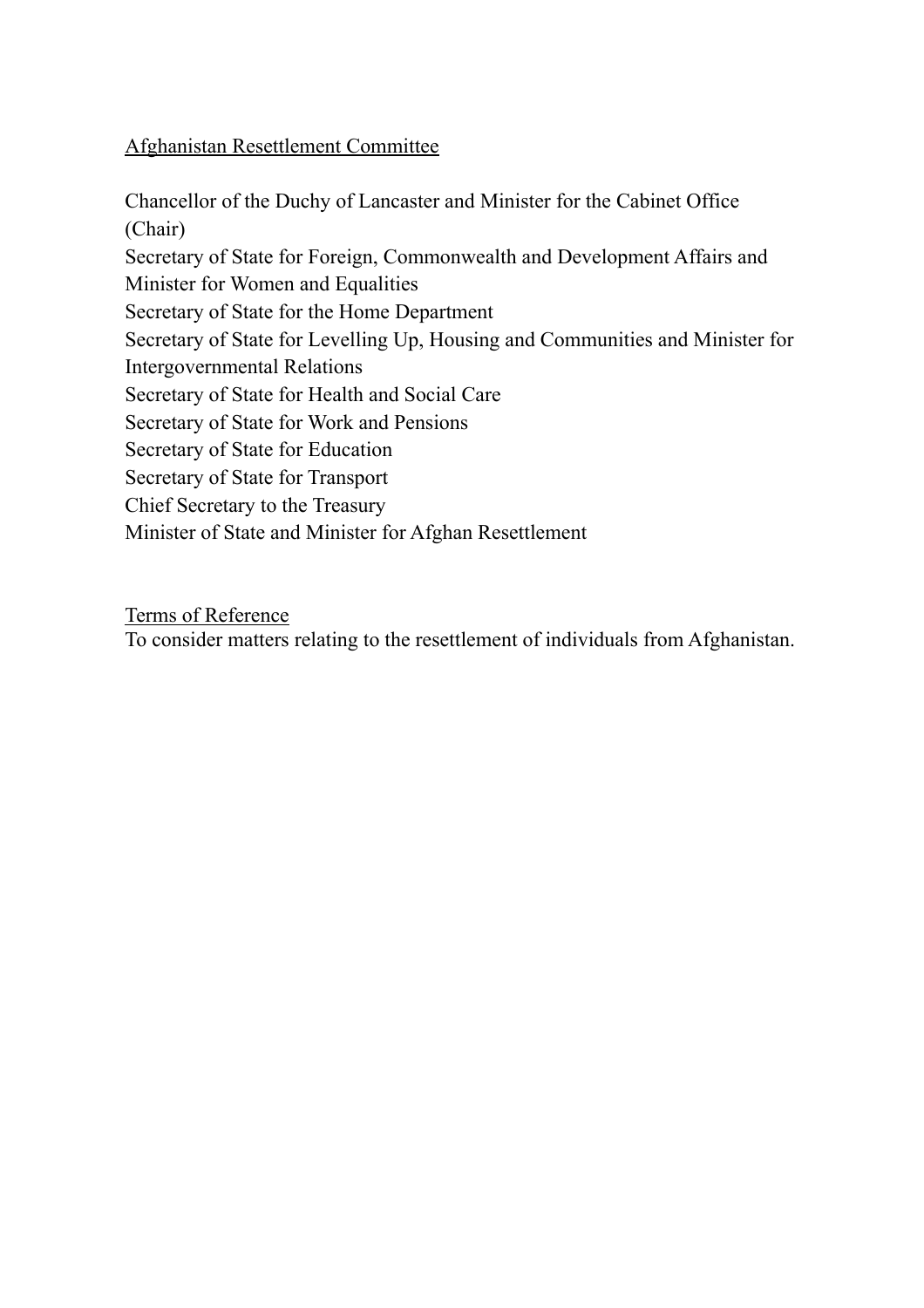## Afghanistan Resettlement Committee

Chancellor of the Duchy of Lancaster and Minister for the Cabinet Office (Chair)
Secretary of State for Foreign, Commonwealth and Development Affairs and Minister for Women and Equalities
Secretary of State for the Home Department
Secretary of State for Levelling Up, Housing and Communities and Minister for Intergovernmental Relations
Secretary of State for Health and Social Care
Secretary of State for Work and Pensions
Secretary of State for Education
Secretary of State for Transport
Chief Secretary to the Treasury
Minister of State and Minister for Afghan Resettlement

### Terms of Reference

To consider matters relating to the resettlement of individuals from Afghanistan.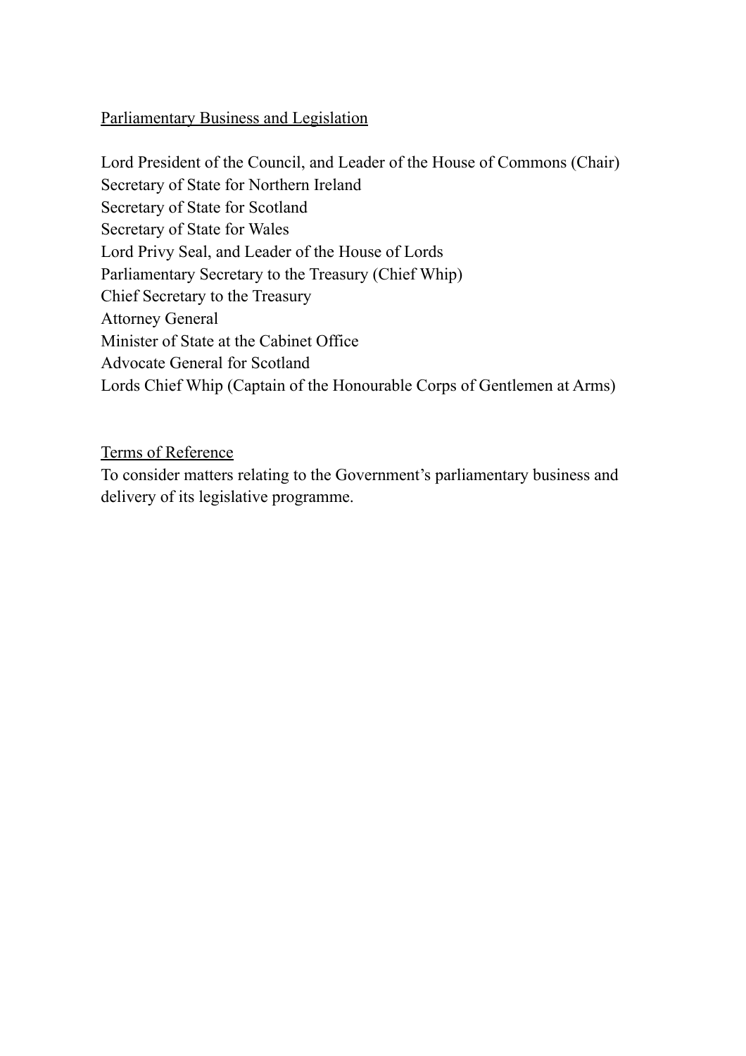Parliamentary Business and Legislation

Lord President of the Council, and Leader of the House of Commons (Chair)
Secretary of State for Northern Ireland
Secretary of State for Scotland
Secretary of State for Wales
Lord Privy Seal, and Leader of the House of Lords
Parliamentary Secretary to the Treasury (Chief Whip)
Chief Secretary to the Treasury
Attorney General
Minister of State at the Cabinet Office
Advocate General for Scotland
Lords Chief Whip (Captain of the Honourable Corps of Gentlemen at Arms)

Terms of Reference

To consider matters relating to the Government's parliamentary business and delivery of its legislative programme.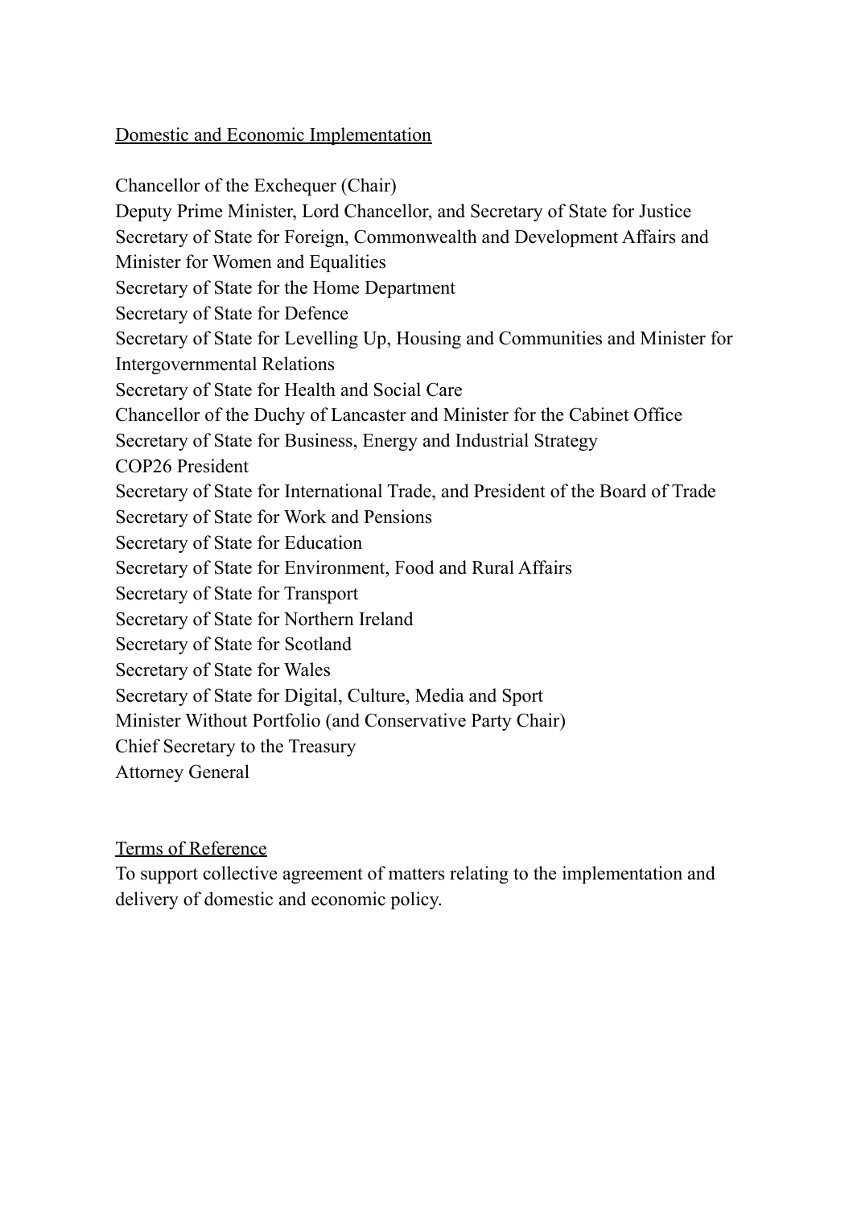Domestic and Economic Implementation

Chancellor of the Exchequer (Chair)
Deputy Prime Minister, Lord Chancellor, and Secretary of State for Justice
Secretary of State for Foreign, Commonwealth and Development Affairs and Minister for Women and Equalities
Secretary of State for the Home Department
Secretary of State for Defence
Secretary of State for Levelling Up, Housing and Communities and Minister for Intergovernmental Relations
Secretary of State for Health and Social Care
Chancellor of the Duchy of Lancaster and Minister for the Cabinet Office
Secretary of State for Business, Energy and Industrial Strategy
COP26 President
Secretary of State for International Trade, and President of the Board of Trade
Secretary of State for Work and Pensions
Secretary of State for Education
Secretary of State for Environment, Food and Rural Affairs
Secretary of State for Transport
Secretary of State for Northern Ireland
Secretary of State for Scotland
Secretary of State for Wales
Secretary of State for Digital, Culture, Media and Sport
Minister Without Portfolio (and Conservative Party Chair)
Chief Secretary to the Treasury
Attorney General

Terms of Reference

To support collective agreement of matters relating to the implementation and delivery of domestic and economic policy.